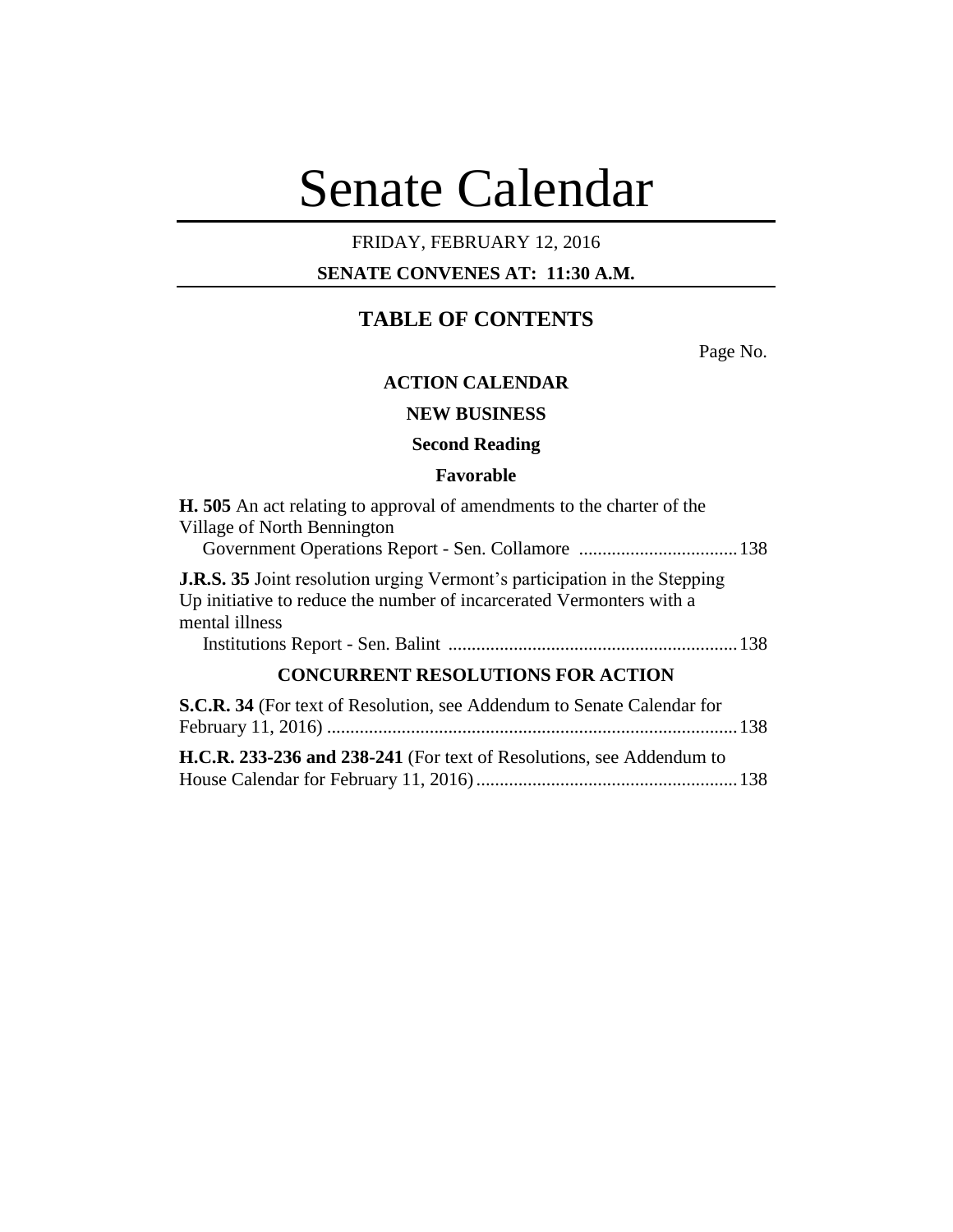# Senate Calendar

FRIDAY, FEBRUARY 12, 2016

**SENATE CONVENES AT: 11:30 A.M.**

## TABLE OF CONTENTS

Page No.

### ACTION CALENDAR

### NEW BUSINESS

#### Second Reading

#### Favorable

**H. 505** An act relating to approval of amendments to the charter of the Village of North Bennington
Government Operations Report - Sen. Collamore .................................138

**J.R.S. 35** Joint resolution urging Vermont's participation in the Stepping Up initiative to reduce the number of incarcerated Vermonters with a mental illness
Institutions Report - Sen. Balint ..............................................................138

### CONCURRENT RESOLUTIONS FOR ACTION

**S.C.R. 34** (For text of Resolution, see Addendum to Senate Calendar for February 11, 2016) ........................................................................................138

**H.C.R. 233-236 and 238-241** (For text of Resolutions, see Addendum to House Calendar for February 11, 2016) ........................................................138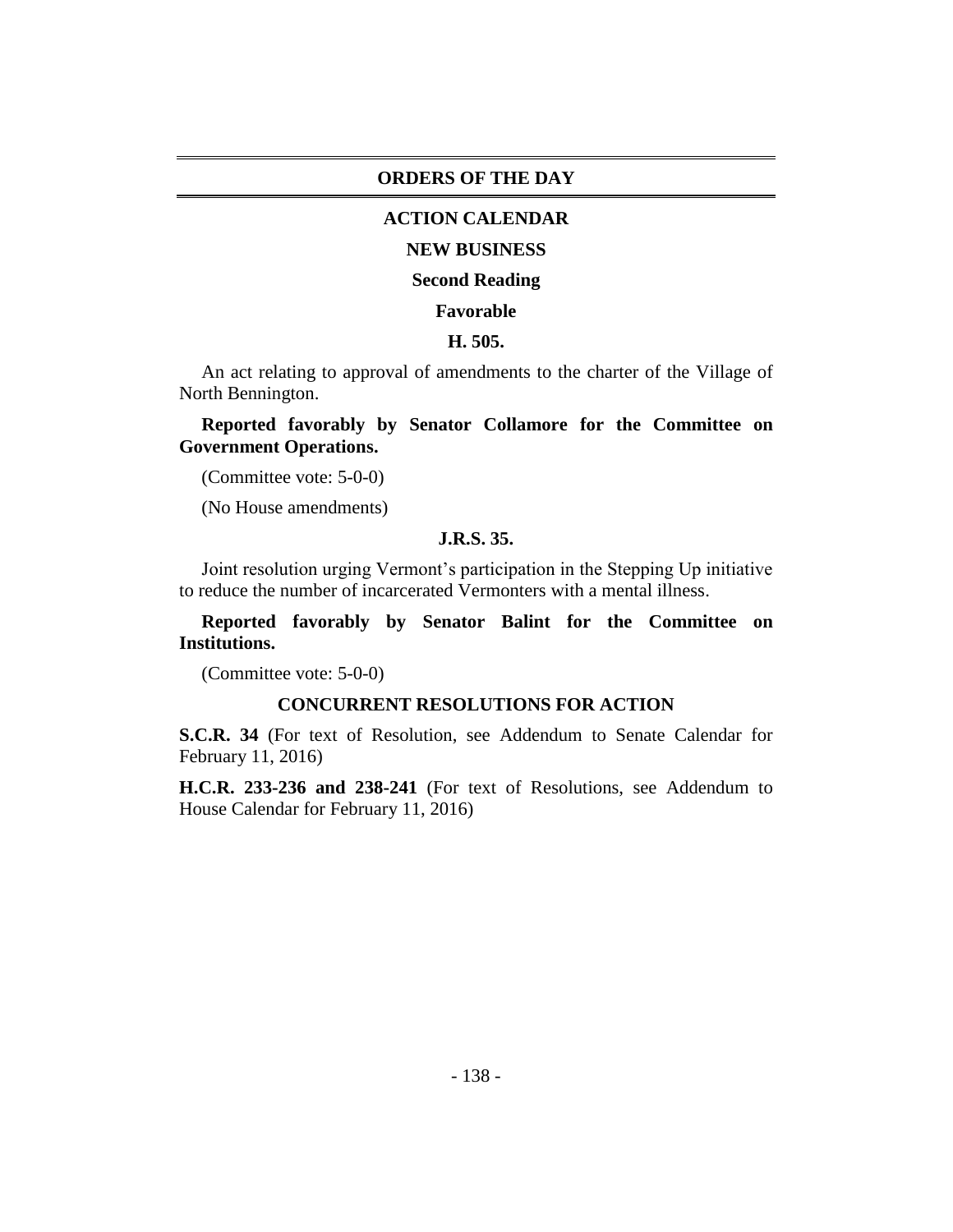# ORDERS OF THE DAY

## ACTION CALENDAR

### NEW BUSINESS

### Second Reading

### Favorable

### H. 505.

An act relating to approval of amendments to the charter of the Village of North Bennington.

**Reported favorably by Senator Collamore for the Committee on Government Operations.**

(Committee vote: 5-0-0)

(No House amendments)

### J.R.S. 35.

Joint resolution urging Vermont's participation in the Stepping Up initiative to reduce the number of incarcerated Vermonters with a mental illness.

**Reported favorably by Senator Balint for the Committee on Institutions.**

(Committee vote: 5-0-0)

### CONCURRENT RESOLUTIONS FOR ACTION

**S.C.R. 34** (For text of Resolution, see Addendum to Senate Calendar for February 11, 2016)

**H.C.R. 233-236 and 238-241** (For text of Resolutions, see Addendum to House Calendar for February 11, 2016)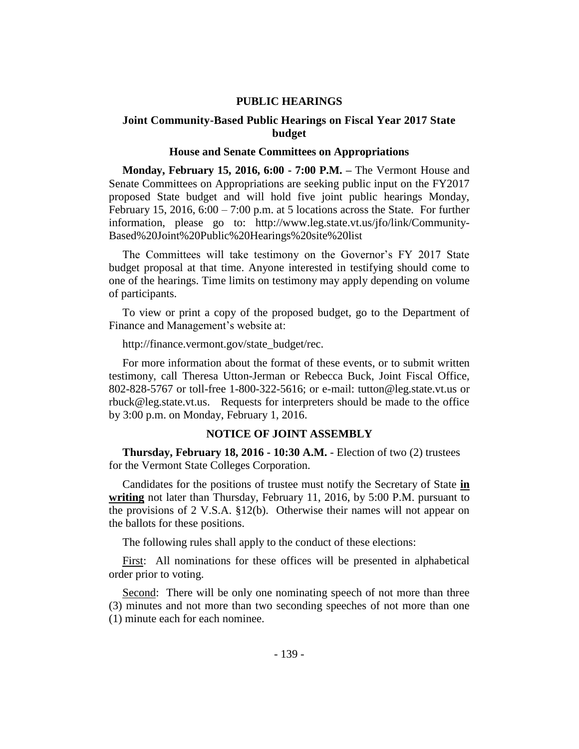## PUBLIC HEARINGS

### Joint Community-Based Public Hearings on Fiscal Year 2017 State budget

#### House and Senate Committees on Appropriations

**Monday, February 15, 2016, 6:00 - 7:00 P.M. –** The Vermont House and Senate Committees on Appropriations are seeking public input on the FY2017 proposed State budget and will hold five joint public hearings Monday, February 15, 2016, 6:00 – 7:00 p.m. at 5 locations across the State. For further information, please go to: http://www.leg.state.vt.us/jfo/link/Community-Based%20Joint%20Public%20Hearings%20site%20list

The Committees will take testimony on the Governor's FY 2017 State budget proposal at that time. Anyone interested in testifying should come to one of the hearings. Time limits on testimony may apply depending on volume of participants.

To view or print a copy of the proposed budget, go to the Department of Finance and Management's website at:

http://finance.vermont.gov/state_budget/rec.

For more information about the format of these events, or to submit written testimony, call Theresa Utton-Jerman or Rebecca Buck, Joint Fiscal Office, 802-828-5767 or toll-free 1-800-322-5616; or e-mail: tutton@leg.state.vt.us or rbuck@leg.state.vt.us. Requests for interpreters should be made to the office by 3:00 p.m. on Monday, February 1, 2016.

## NOTICE OF JOINT ASSEMBLY

**Thursday, February 18, 2016 - 10:30 A.M.** - Election of two (2) trustees for the Vermont State Colleges Corporation.

Candidates for the positions of trustee must notify the Secretary of State **in writing** not later than Thursday, February 11, 2016, by 5:00 P.M. pursuant to the provisions of 2 V.S.A. §12(b). Otherwise their names will not appear on the ballots for these positions.

The following rules shall apply to the conduct of these elections:

First: All nominations for these offices will be presented in alphabetical order prior to voting.

Second: There will be only one nominating speech of not more than three (3) minutes and not more than two seconding speeches of not more than one (1) minute each for each nominee.